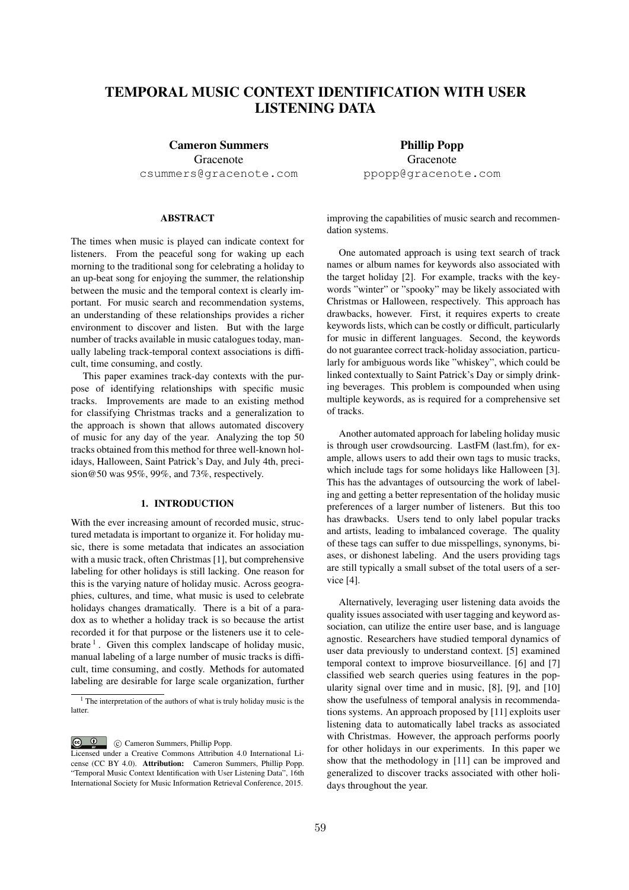# TEMPORAL MUSIC CONTEXT IDENTIFICATION WITH USER LISTENING DATA

**Cameron Summers**
Gracenote
csummers@gracenote.com

**Phillip Popp**
Gracenote
ppopp@gracenote.com

## ABSTRACT

The times when music is played can indicate context for listeners. From the peaceful song for waking up each morning to the traditional song for celebrating a holiday to an up-beat song for enjoying the summer, the relationship between the music and the temporal context is clearly important. For music search and recommendation systems, an understanding of these relationships provides a richer environment to discover and listen. But with the large number of tracks available in music catalogues today, manually labeling track-temporal context associations is difficult, time consuming, and costly.

This paper examines track-day contexts with the purpose of identifying relationships with specific music tracks. Improvements are made to an existing method for classifying Christmas tracks and a generalization to the approach is shown that allows automated discovery of music for any day of the year. Analyzing the top 50 tracks obtained from this method for three well-known holidays, Halloween, Saint Patrick's Day, and July 4th, precision@50 was 95%, 99%, and 73%, respectively.

## 1. INTRODUCTION

With the ever increasing amount of recorded music, structured metadata is important to organize it. For holiday music, there is some metadata that indicates an association with a music track, often Christmas [1], but comprehensive labeling for other holidays is still lacking. One reason for this is the varying nature of holiday music. Across geographies, cultures, and time, what music is used to celebrate holidays changes dramatically. There is a bit of a paradox as to whether a holiday track is so because the artist recorded it for that purpose or the listeners use it to celebrate [1]. Given this complex landscape of holiday music, manual labeling of a large number of music tracks is difficult, time consuming, and costly. Methods for automated labeling are desirable for large scale organization, further improving the capabilities of music search and recommendation systems.

One automated approach is using text search of track names or album names for keywords also associated with the target holiday [2]. For example, tracks with the keywords "winter" or "spooky" may be likely associated with Christmas or Halloween, respectively. This approach has drawbacks, however. First, it requires experts to create keywords lists, which can be costly or difficult, particularly for music in different languages. Second, the keywords do not guarantee correct track-holiday association, particularly for ambiguous words like "whiskey", which could be linked contextually to Saint Patrick's Day or simply drinking beverages. This problem is compounded when using multiple keywords, as is required for a comprehensive set of tracks.

Another automated approach for labeling holiday music is through user crowdsourcing. LastFM (last.fm), for example, allows users to add their own tags to music tracks, which include tags for some holidays like Halloween [3]. This has the advantages of outsourcing the work of labeling and getting a better representation of the holiday music preferences of a larger number of listeners. But this too has drawbacks. Users tend to only label popular tracks and artists, leading to imbalanced coverage. The quality of these tags can suffer to due misspellings, synonyms, biases, or dishonest labeling. And the users providing tags are still typically a small subset of the total users of a service [4].

Alternatively, leveraging user listening data avoids the quality issues associated with user tagging and keyword association, can utilize the entire user base, and is language agnostic. Researchers have studied temporal dynamics of user data previously to understand context. [5] examined temporal context to improve biosurveillance. [6] and [7] classified web search queries using features in the popularity signal over time and in music, [8], [9], and [10] show the usefulness of temporal analysis in recommendations systems. An approach proposed by [11] exploits user listening data to automatically label tracks as associated with Christmas. However, the approach performs poorly for other holidays in our experiments. In this paper we show that the methodology in [11] can be improved and generalized to discover tracks associated with other holidays throughout the year.

[1] The interpretation of the authors of what is truly holiday music is the latter.

© Cameron Summers, Phillip Popp.
Licensed under a Creative Commons Attribution 4.0 International License (CC BY 4.0). **Attribution:** Cameron Summers, Phillip Popp. "Temporal Music Context Identification with User Listening Data", 16th International Society for Music Information Retrieval Conference, 2015.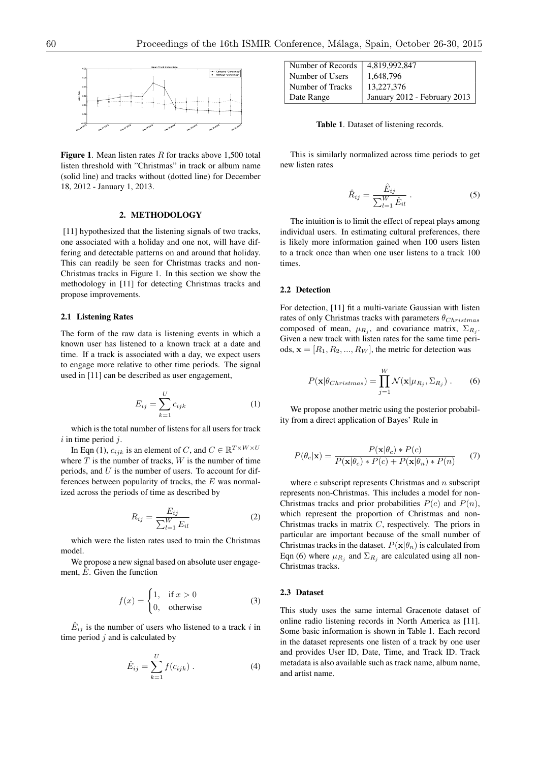**Figure 1**. Mean listen rates $R$ for tracks above 1,500 total listen threshold with "Christmas" in track or album name (solid line) and tracks without (dotted line) for December 18, 2012 - January 1, 2013.

## 2. METHODOLOGY

[11] hypothesized that the listening signals of two tracks, one associated with a holiday and one not, will have differing and detectable patterns on and around that holiday. This can readily be seen for Christmas tracks and non-Christmas tracks in Figure 1. In this section we show the methodology in [11] for detecting Christmas tracks and propose improvements.

### 2.1 Listening Rates

The form of the raw data is listening events in which a known user has listened to a known track at a date and time. If a track is associated with a day, we expect users to engage more relative to other time periods. The signal used in [11] can be described as user engagement,

$$E_{ij} = \sum_{k=1}^{U} c_{ijk} \tag{1}$$

which is the total number of listens for all users for track $i$ in time period $j$.

In Eqn (1), $c_{ijk}$ is an element of $C$, and $C \in \mathbb{R}^{T \times W \times U}$ where $T$ is the number of tracks, $W$ is the number of time periods, and $U$ is the number of users. To account for differences between popularity of tracks, the $E$ was normalized across the periods of time as described by

$$R_{ij} = \frac{E_{ij}}{\sum_{l=1}^{W} E_{il}} \tag{2}$$

which were the listen rates used to train the Christmas model.

We propose a new signal based on absolute user engagement, $\hat{E}$. Given the function

$$f(x) = \begin{cases} 1, & \text{if } x > 0 \\ 0, & \text{otherwise} \end{cases} \tag{3}$$

$\hat{E}_{ij}$ is the number of users who listened to a track $i$ in time period $j$ and is calculated by

$$\hat{E}_{ij} = \sum_{k=1}^{U} f(c_{ijk}) \ . \tag{4}$$

| Number of Records | 4,819,992,847 |
|---|---|
| Number of Users | 1,648,796 |
| Number of Tracks | 13,227,376 |
| Date Range | January 2012 - February 2013 |

**Table 1**. Dataset of listening records.

This is similarly normalized across time periods to get new listen rates

$$\hat{R}_{ij} = \frac{\hat{E}_{ij}}{\sum_{l=1}^{W} \hat{E}_{il}} \ . \tag{5}$$

The intuition is to limit the effect of repeat plays among individual users. In estimating cultural preferences, there is likely more information gained when 100 users listen to a track once than when one user listens to a track 100 times.

### 2.2 Detection

For detection, [11] fit a multi-variate Gaussian with listen rates of only Christmas tracks with parameters $\theta_{Christmas}$ composed of mean, $\mu_{R_j}$, and covariance matrix, $\Sigma_{R_j}$. Given a new track with listen rates for the same time periods, $\mathbf{x} = [R_1, R_2, ..., R_W]$, the metric for detection was

$$P(\mathbf{x}|\theta_{Christmas}) = \prod_{j=1}^{W} \mathcal{N}(\mathbf{x}|\mu_{R_j}, \Sigma_{R_j}) \ . \tag{6}$$

We propose another metric using the posterior probability from a direct application of Bayes' Rule in

$$P(\theta_c|\mathbf{x}) = \frac{P(\mathbf{x}|\theta_c) * P(c)}{P(\mathbf{x}|\theta_c) * P(c) + P(\mathbf{x}|\theta_n) * P(n)} \tag{7}$$

where $c$ subscript represents Christmas and $n$ subscript represents non-Christmas. This includes a model for non-Christmas tracks and prior probabilities $P(c)$ and $P(n)$, which represent the proportion of Christmas and non-Christmas tracks in matrix $C$, respectively. The priors in particular are important because of the small number of Christmas tracks in the dataset. $P(\mathbf{x}|\theta_n)$ is calculated from Eqn (6) where $\mu_{R_j}$ and $\Sigma_{R_j}$ are calculated using all non-Christmas tracks.

### 2.3 Dataset

This study uses the same internal Gracenote dataset of online radio listening records in North America as [11]. Some basic information is shown in Table 1. Each record in the dataset represents one listen of a track by one user and provides User ID, Date, Time, and Track ID. Track metadata is also available such as track name, album name, and artist name.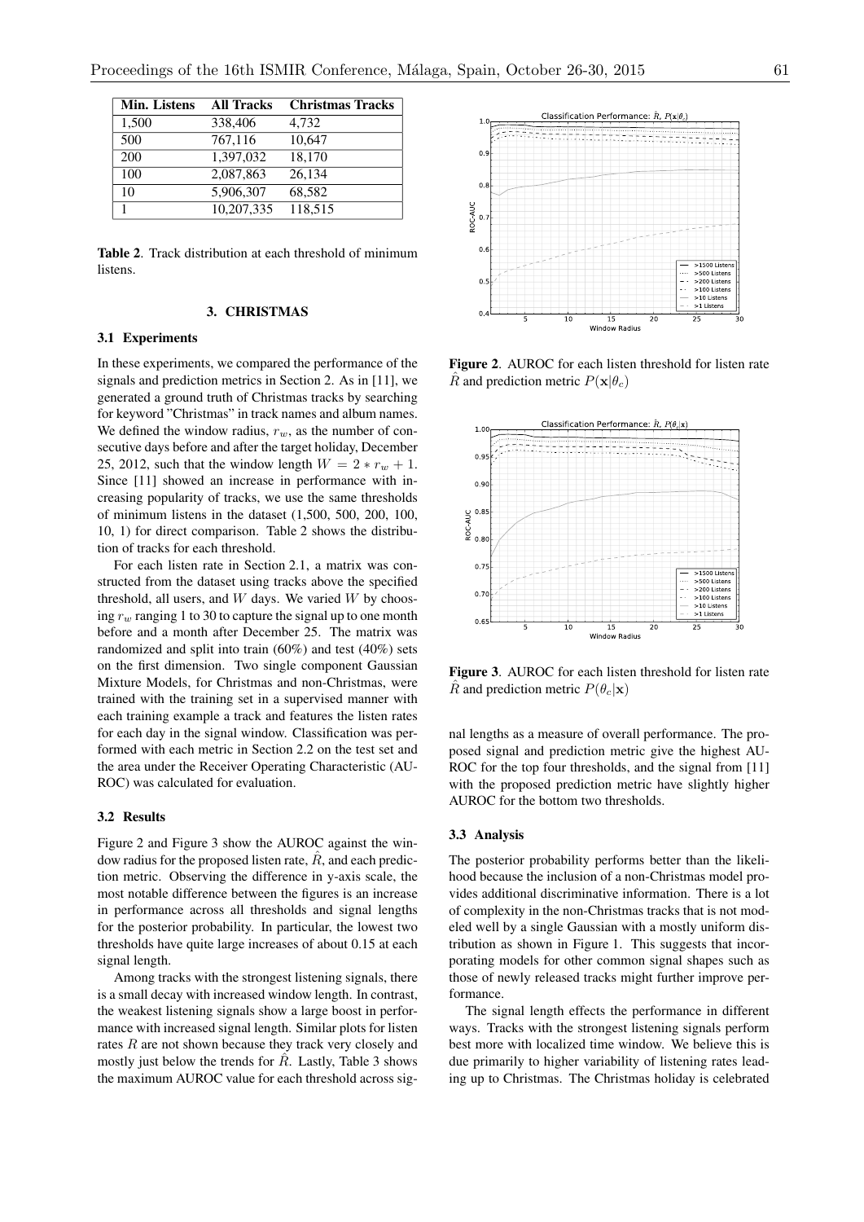| Min. Listens | All Tracks | Christmas Tracks |
|---|---|---|
| 1,500 | 338,406 | 4,732 |
| 500 | 767,116 | 10,647 |
| 200 | 1,397,032 | 18,170 |
| 100 | 2,087,863 | 26,134 |
| 10 | 5,906,307 | 68,582 |
| 1 | 10,207,335 | 118,515 |

**Table 2**. Track distribution at each threshold of minimum listens.

## 3. CHRISTMAS

### 3.1 Experiments

In these experiments, we compared the performance of the signals and prediction metrics in Section 2. As in [11], we generated a ground truth of Christmas tracks by searching for keyword "Christmas" in track names and album names. We defined the window radius, $r_w$, as the number of consecutive days before and after the target holiday, December 25, 2012, such that the window length $W = 2 * r_w + 1$. Since [11] showed an increase in performance with increasing popularity of tracks, we use the same thresholds of minimum listens in the dataset (1,500, 500, 200, 100, 10, 1) for direct comparison. Table 2 shows the distribution of tracks for each threshold.

For each listen rate in Section 2.1, a matrix was constructed from the dataset using tracks above the specified threshold, all users, and $W$ days. We varied $W$ by choosing $r_w$ ranging 1 to 30 to capture the signal up to one month before and a month after December 25. The matrix was randomized and split into train (60%) and test (40%) sets on the first dimension. Two single component Gaussian Mixture Models, for Christmas and non-Christmas, were trained with the training set in a supervised manner with each training example a track and features the listen rates for each day in the signal window. Classification was performed with each metric in Section 2.2 on the test set and the area under the Receiver Operating Characteristic (AUROC) was calculated for evaluation.

### 3.2 Results

Figure 2 and Figure 3 show the AUROC against the window radius for the proposed listen rate, $\hat{R}$, and each prediction metric. Observing the difference in y-axis scale, the most notable difference between the figures is an increase in performance across all thresholds and signal lengths for the posterior probability. In particular, the lowest two thresholds have quite large increases of about 0.15 at each signal length.

Among tracks with the strongest listening signals, there is a small decay with increased window length. In contrast, the weakest listening signals show a large boost in performance with increased signal length. Similar plots for listen rates $R$ are not shown because they track very closely and mostly just below the trends for $\hat{R}$. Lastly, Table 3 shows the maximum AUROC value for each threshold across signal lengths as a measure of overall performance. The proposed signal and prediction metric give the highest AUROC for the top four thresholds, and the signal from [11] with the proposed prediction metric have slightly higher AUROC for the bottom two thresholds.

**Figure 2**. AUROC for each listen threshold for listen rate $\hat{R}$ and prediction metric $P(\mathbf{x}|\theta_c)$

**Figure 3**. AUROC for each listen threshold for listen rate $\hat{R}$ and prediction metric $P(\theta_c|\mathbf{x})$

### 3.3 Analysis

The posterior probability performs better than the likelihood because the inclusion of a non-Christmas model provides additional discriminative information. There is a lot of complexity in the non-Christmas tracks that is not modeled well by a single Gaussian with a mostly uniform distribution as shown in Figure 1. This suggests that incorporating models for other common signal shapes such as those of newly released tracks might further improve performance.

The signal length effects the performance in different ways. Tracks with the strongest listening signals perform best more with localized time window. We believe this is due primarily to higher variability of listening rates leading up to Christmas. The Christmas holiday is celebrated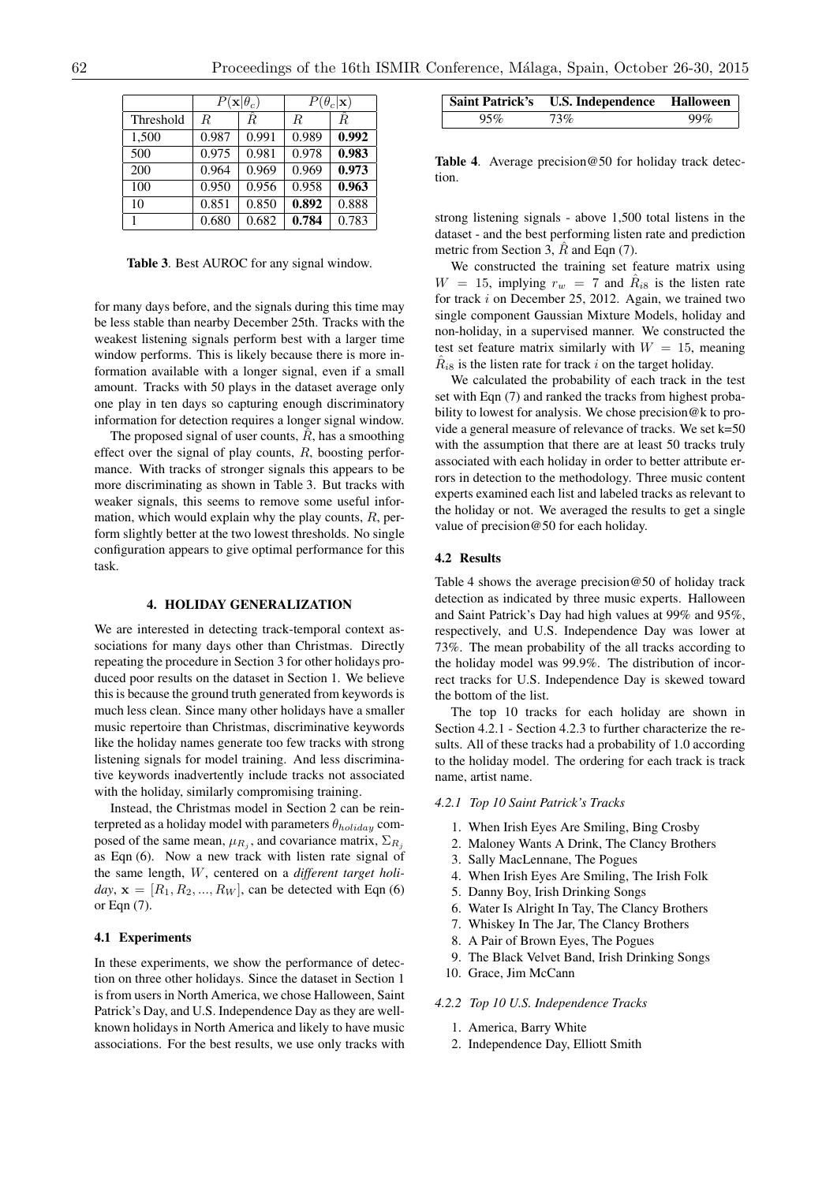| | $P(\mathbf{x}\|\theta_c)$ | | $P(\theta_c\|\mathbf{x})$ | |
|---|---|---|---|---|
| Threshold | $R$ | $\hat{R}$ | $R$ | $\hat{R}$ |
| 1,500 | 0.987 | 0.991 | 0.989 | **0.992** |
| 500 | 0.975 | 0.981 | 0.978 | **0.983** |
| 200 | 0.964 | 0.969 | 0.969 | **0.973** |
| 100 | 0.950 | 0.956 | 0.958 | **0.963** |
| 10 | 0.851 | 0.850 | **0.892** | 0.888 |
| 1 | 0.680 | 0.682 | **0.784** | 0.783 |

**Table 3**. Best AUROC for any signal window.

for many days before, and the signals during this time may be less stable than nearby December 25th. Tracks with the weakest listening signals perform best with a larger time window performs. This is likely because there is more information available with a longer signal, even if a small amount. Tracks with 50 plays in the dataset average only one play in ten days so capturing enough discriminatory information for detection requires a longer signal window.

The proposed signal of user counts, $\hat{R}$, has a smoothing effect over the signal of play counts, $R$, boosting performance. With tracks of stronger signals this appears to be more discriminating as shown in Table 3. But tracks with weaker signals, this seems to remove some useful information, which would explain why the play counts, $R$, perform slightly better at the two lowest thresholds. No single configuration appears to give optimal performance for this task.

## 4. HOLIDAY GENERALIZATION

We are interested in detecting track-temporal context associations for many days other than Christmas. Directly repeating the procedure in Section 3 for other holidays produced poor results on the dataset in Section 1. We believe this is because the ground truth generated from keywords is much less clean. Since many other holidays have a smaller music repertoire than Christmas, discriminative keywords like the holiday names generate too few tracks with strong listening signals for model training. And less discriminative keywords inadvertently include tracks not associated with the holiday, similarly compromising training.

Instead, the Christmas model in Section 2 can be reinterpreted as a holiday model with parameters $\theta_{holiday}$ composed of the same mean, $\mu_{R_j}$, and covariance matrix, $\Sigma_{R_j}$ as Eqn (6). Now a new track with listen rate signal of the same length, $W$, centered on a *different target holiday*, $\mathbf{x} = [R_1, R_2, ..., R_W]$, can be detected with Eqn (6) or Eqn (7).

### 4.1 Experiments

In these experiments, we show the performance of detection on three other holidays. Since the dataset in Section 1 is from users in North America, we chose Halloween, Saint Patrick's Day, and U.S. Independence Day as they are well-known holidays in North America and likely to have music associations. For the best results, we use only tracks with strong listening signals - above 1,500 total listens in the dataset - and the best performing listen rate and prediction metric from Section 3, $\hat{R}$ and Eqn (7).

We constructed the training set feature matrix using $W = 15$, implying $r_w = 7$ and $\hat{R}_{i8}$ is the listen rate for track $i$ on December 25, 2012. Again, we trained two single component Gaussian Mixture Models, holiday and non-holiday, in a supervised manner. We constructed the test set feature matrix similarly with $W = 15$, meaning $\hat{R}_{i8}$ is the listen rate for track $i$ on the target holiday.

We calculated the probability of each track in the test set with Eqn (7) and ranked the tracks from highest probability to lowest for analysis. We chose precision@k to provide a general measure of relevance of tracks. We set k=50 with the assumption that there are at least 50 tracks truly associated with each holiday in order to better attribute errors in detection to the methodology. Three music content experts examined each list and labeled tracks as relevant to the holiday or not. We averaged the results to get a single value of precision@50 for each holiday.

| Saint Patrick's | U.S. Independence | Halloween |
|---|---|---|
| 95% | 73% | 99% |

**Table 4**. Average precision@50 for holiday track detection.

### 4.2 Results

Table 4 shows the average precision@50 of holiday track detection as indicated by three music experts. Halloween and Saint Patrick's Day had high values at 99% and 95%, respectively, and U.S. Independence Day was lower at 73%. The mean probability of the all tracks according to the holiday model was 99.9%. The distribution of incorrect tracks for U.S. Independence Day is skewed toward the bottom of the list.

The top 10 tracks for each holiday are shown in Section 4.2.1 - Section 4.2.3 to further characterize the results. All of these tracks had a probability of 1.0 according to the holiday model. The ordering for each track is track name, artist name.

#### *4.2.1 Top 10 Saint Patrick's Tracks*

1. When Irish Eyes Are Smiling, Bing Crosby
2. Maloney Wants A Drink, The Clancy Brothers
3. Sally MacLennane, The Pogues
4. When Irish Eyes Are Smiling, The Irish Folk
5. Danny Boy, Irish Drinking Songs
6. Water Is Alright In Tay, The Clancy Brothers
7. Whiskey In The Jar, The Clancy Brothers
8. A Pair of Brown Eyes, The Pogues
9. The Black Velvet Band, Irish Drinking Songs
10. Grace, Jim McCann

#### *4.2.2 Top 10 U.S. Independence Tracks*

1. America, Barry White
2. Independence Day, Elliott Smith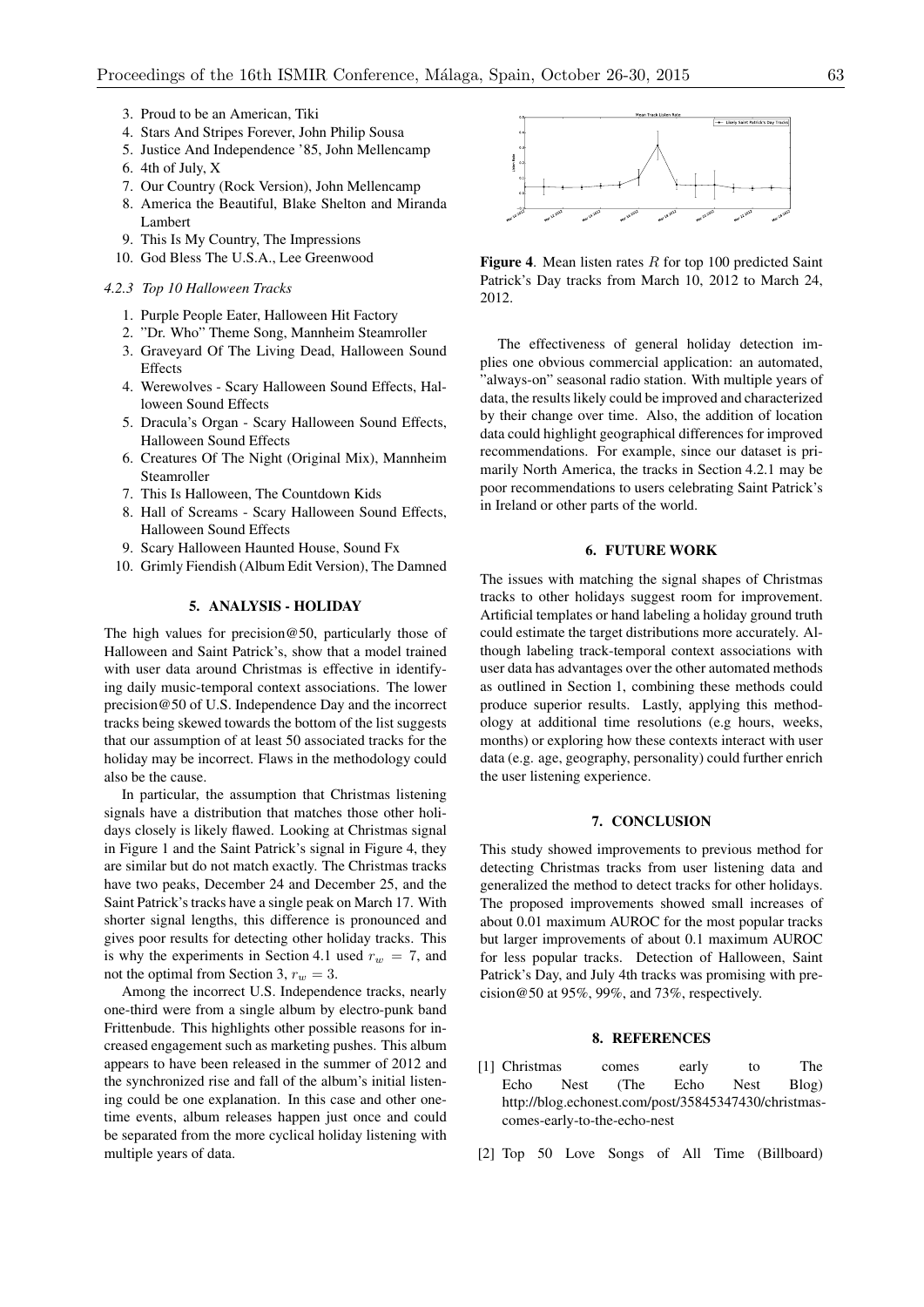3. Proud to be an American, Tiki
4. Stars And Stripes Forever, John Philip Sousa
5. Justice And Independence '85, John Mellencamp
6. 4th of July, X
7. Our Country (Rock Version), John Mellencamp
8. America the Beautiful, Blake Shelton and Miranda Lambert
9. This Is My Country, The Impressions
10. God Bless The U.S.A., Lee Greenwood

#### 4.2.3 Top 10 Halloween Tracks

1. Purple People Eater, Halloween Hit Factory
2. "Dr. Who" Theme Song, Mannheim Steamroller
3. Graveyard Of The Living Dead, Halloween Sound Effects
4. Werewolves - Scary Halloween Sound Effects, Halloween Sound Effects
5. Dracula's Organ - Scary Halloween Sound Effects, Halloween Sound Effects
6. Creatures Of The Night (Original Mix), Mannheim Steamroller
7. This Is Halloween, The Countdown Kids
8. Hall of Screams - Scary Halloween Sound Effects, Halloween Sound Effects
9. Scary Halloween Haunted House, Sound Fx
10. Grimly Fiendish (Album Edit Version), The Damned

## 5. ANALYSIS - HOLIDAY

The high values for precision@50, particularly those of Halloween and Saint Patrick's, show that a model trained with user data around Christmas is effective in identifying daily music-temporal context associations. The lower precision@50 of U.S. Independence Day and the incorrect tracks being skewed towards the bottom of the list suggests that our assumption of at least 50 associated tracks for the holiday may be incorrect. Flaws in the methodology could also be the cause.

In particular, the assumption that Christmas listening signals have a distribution that matches those other holidays closely is likely flawed. Looking at Christmas signal in Figure 1 and the Saint Patrick's signal in Figure 4, they are similar but do not match exactly. The Christmas tracks have two peaks, December 24 and December 25, and the Saint Patrick's tracks have a single peak on March 17. With shorter signal lengths, this difference is pronounced and gives poor results for detecting other holiday tracks. This is why the experiments in Section 4.1 used $r_w = 7$, and not the optimal from Section 3, $r_w = 3$.

Among the incorrect U.S. Independence tracks, nearly one-third were from a single album by electro-punk band Frittenbude. This highlights other possible reasons for increased engagement such as marketing pushes. This album appears to have been released in the summer of 2012 and the synchronized rise and fall of the album's initial listening could be one explanation. In this case and other one-time events, album releases happen just once and could be separated from the more cyclical holiday listening with multiple years of data.

**Figure 4**. Mean listen rates $R$ for top 100 predicted Saint Patrick's Day tracks from March 10, 2012 to March 24, 2012.

The effectiveness of general holiday detection implies one obvious commercial application: an automated, "always-on" seasonal radio station. With multiple years of data, the results likely could be improved and characterized by their change over time. Also, the addition of location data could highlight geographical differences for improved recommendations. For example, since our dataset is primarily North America, the tracks in Section 4.2.1 may be poor recommendations to users celebrating Saint Patrick's in Ireland or other parts of the world.

## 6. FUTURE WORK

The issues with matching the signal shapes of Christmas tracks to other holidays suggest room for improvement. Artificial templates or hand labeling a holiday ground truth could estimate the target distributions more accurately. Although labeling track-temporal context associations with user data has advantages over the other automated methods as outlined in Section 1, combining these methods could produce superior results. Lastly, applying this methodology at additional time resolutions (e.g hours, weeks, months) or exploring how these contexts interact with user data (e.g. age, geography, personality) could further enrich the user listening experience.

## 7. CONCLUSION

This study showed improvements to previous method for detecting Christmas tracks from user listening data and generalized the method to detect tracks for other holidays. The proposed improvements showed small increases of about 0.01 maximum AUROC for the most popular tracks but larger improvements of about 0.1 maximum AUROC for less popular tracks. Detection of Halloween, Saint Patrick's Day, and July 4th tracks was promising with precision@50 at 95%, 99%, and 73%, respectively.

## 8. REFERENCES

[1] Christmas comes early to The Echo Nest (The Echo Nest Blog) http://blog.echonest.com/post/35845347430/christmas-comes-early-to-the-echo-nest

[2] Top 50 Love Songs of All Time (Billboard)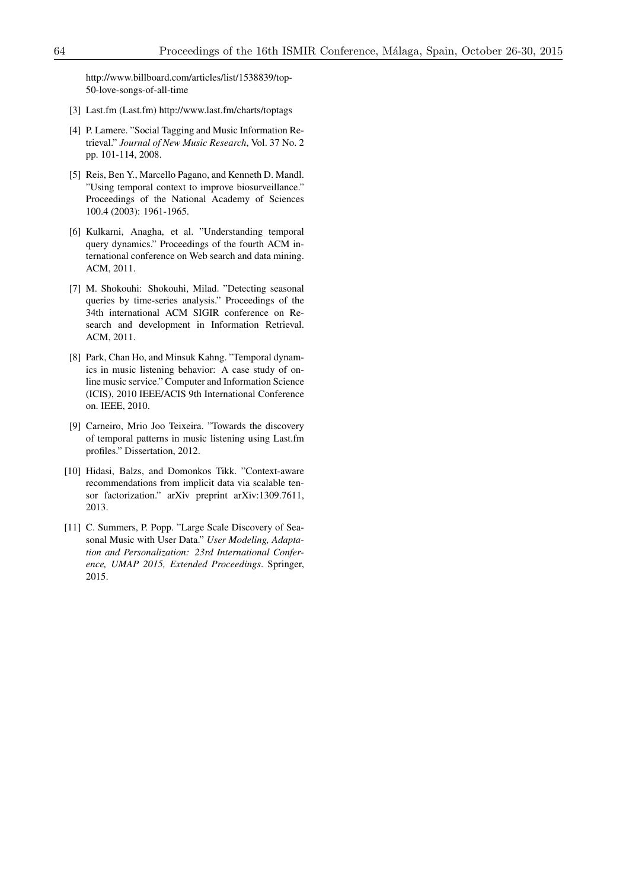http://www.billboard.com/articles/list/1538839/top-50-love-songs-of-all-time

[3] Last.fm (Last.fm) http://www.last.fm/charts/toptags

[4] P. Lamere. "Social Tagging and Music Information Retrieval." *Journal of New Music Research*, Vol. 37 No. 2 pp. 101-114, 2008.

[5] Reis, Ben Y., Marcello Pagano, and Kenneth D. Mandl. "Using temporal context to improve biosurveillance." Proceedings of the National Academy of Sciences 100.4 (2003): 1961-1965.

[6] Kulkarni, Anagha, et al. "Understanding temporal query dynamics." Proceedings of the fourth ACM international conference on Web search and data mining. ACM, 2011.

[7] M. Shokouhi: Shokouhi, Milad. "Detecting seasonal queries by time-series analysis." Proceedings of the 34th international ACM SIGIR conference on Research and development in Information Retrieval. ACM, 2011.

[8] Park, Chan Ho, and Minsuk Kahng. "Temporal dynamics in music listening behavior: A case study of online music service." Computer and Information Science (ICIS), 2010 IEEE/ACIS 9th International Conference on. IEEE, 2010.

[9] Carneiro, Mrio Joo Teixeira. "Towards the discovery of temporal patterns in music listening using Last.fm profiles." Dissertation, 2012.

[10] Hidasi, Balzs, and Domonkos Tikk. "Context-aware recommendations from implicit data via scalable tensor factorization." arXiv preprint arXiv:1309.7611, 2013.

[11] C. Summers, P. Popp. "Large Scale Discovery of Seasonal Music with User Data." *User Modeling, Adaptation and Personalization: 23rd International Conference, UMAP 2015, Extended Proceedings*. Springer, 2015.